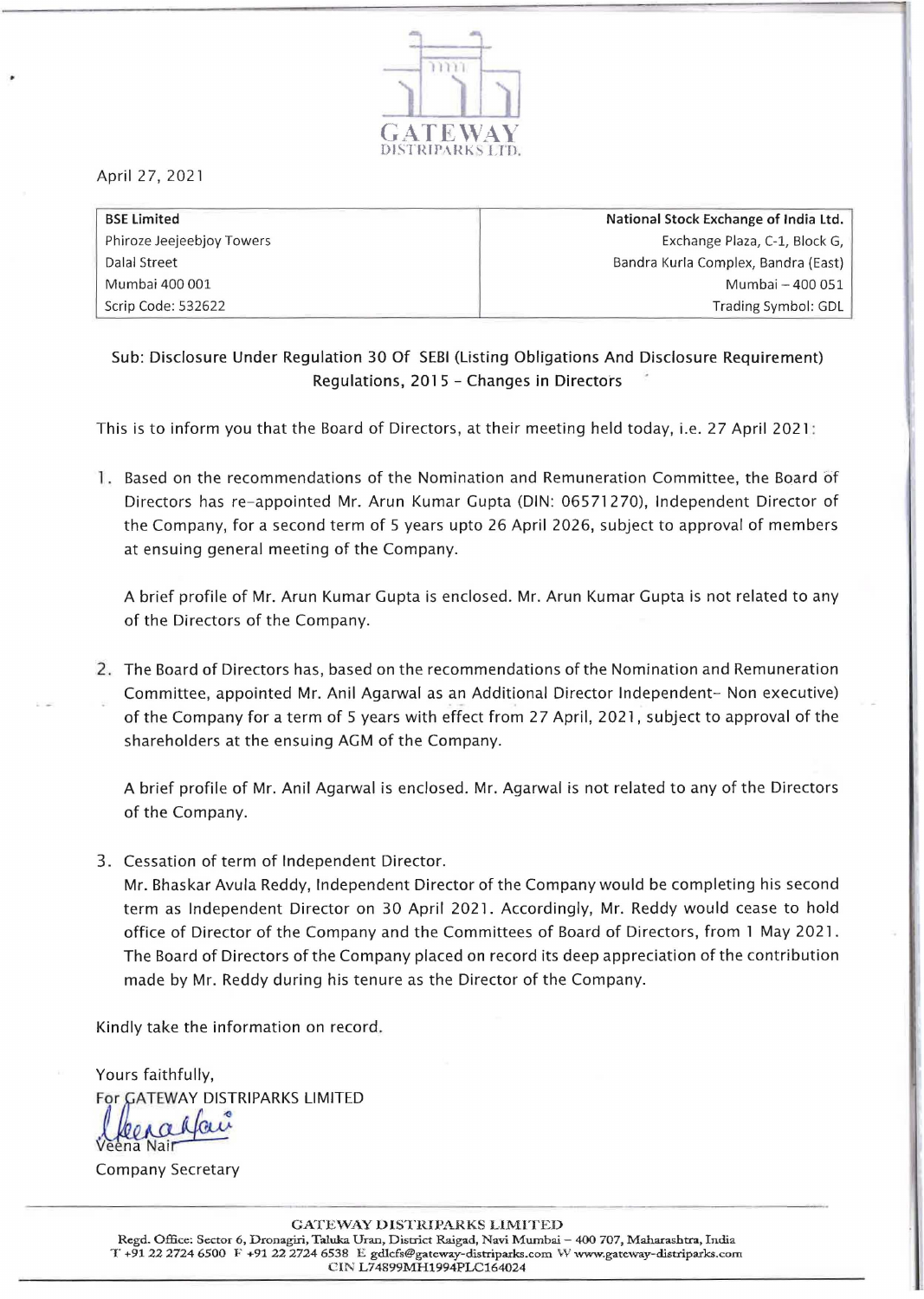GATEWAY DISTRIPARKS LTD.

April 27, 2021

| BSE Limited | National Stock Exchange of India Ltd. |
|---|---|
| Phiroze Jeejeebjoy Towers | Exchange Plaza, C-1, Block G, |
| Dalal Street | Bandra Kurla Complex, Bandra (East) |
| Mumbai 400 001 | Mumbai – 400 051 |
| Scrip Code: 532622 | Trading Symbol: GDL |

Sub: Disclosure Under Regulation 30 Of SEBI (Listing Obligations And Disclosure Requirement) Regulations, 2015 - Changes in Directors

This is to inform you that the Board of Directors, at their meeting held today, i.e. 27 April 2021:

1. Based on the recommendations of the Nomination and Remuneration Committee, the Board of Directors has re-appointed Mr. Arun Kumar Gupta (DIN: 06571270), Independent Director of the Company, for a second term of 5 years upto 26 April 2026, subject to approval of members at ensuing general meeting of the Company.

   A brief profile of Mr. Arun Kumar Gupta is enclosed. Mr. Arun Kumar Gupta is not related to any of the Directors of the Company.

2. The Board of Directors has, based on the recommendations of the Nomination and Remuneration Committee, appointed Mr. Anil Agarwal as an Additional Director Independent- Non executive) of the Company for a term of 5 years with effect from 27 April, 2021, subject to approval of the shareholders at the ensuing AGM of the Company.

   A brief profile of Mr. Anil Agarwal is enclosed. Mr. Agarwal is not related to any of the Directors of the Company.

3. Cessation of term of Independent Director.
   Mr. Bhaskar Avula Reddy, Independent Director of the Company would be completing his second term as Independent Director on 30 April 2021. Accordingly, Mr. Reddy would cease to hold office of Director of the Company and the Committees of Board of Directors, from 1 May 2021. The Board of Directors of the Company placed on record its deep appreciation of the contribution made by Mr. Reddy during his tenure as the Director of the Company.

Kindly take the information on record.

Yours faithfully,
For GATEWAY DISTRIPARKS LIMITED

Veena Nair
Company Secretary

GATEWAY DISTRIPARKS LIMITED
Regd. Office: Sector 6, Dronagiri, Taluka Uran, District Raigad, Navi Mumbai – 400 707, Maharashtra, India
T +91 22 2724 6500 F +91 22 2724 6538 E gdlcfs@gateway-distriparks.com W www.gateway-distriparks.com
CIN L74899MH1994PLC164024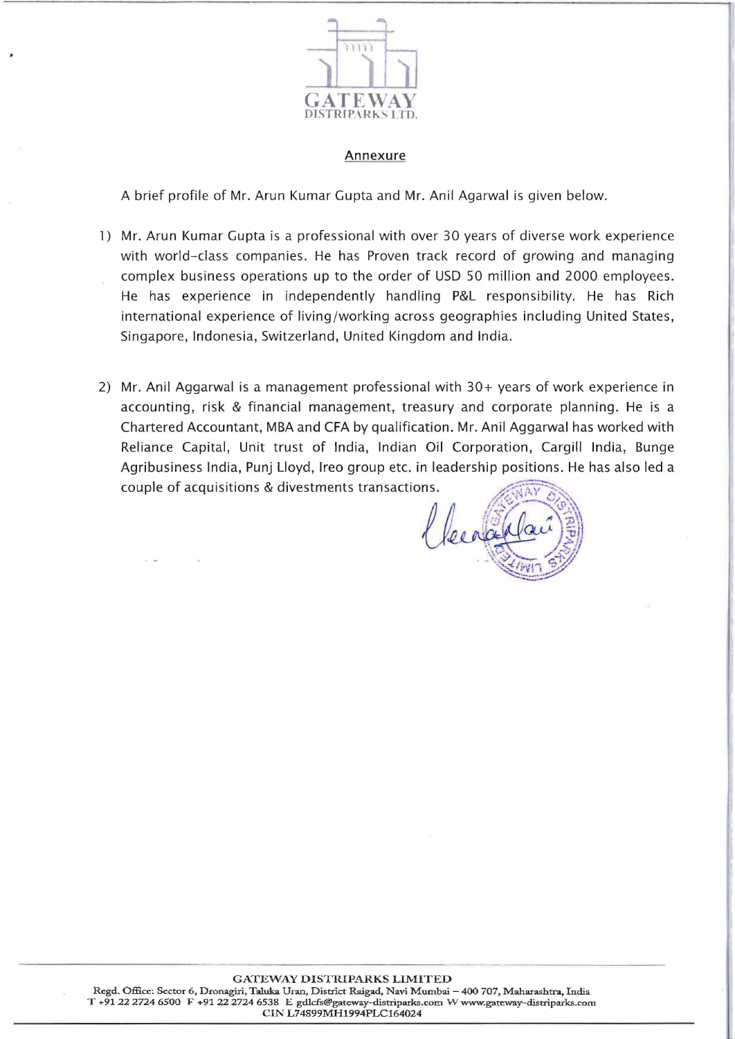## Annexure

A brief profile of Mr. Arun Kumar Gupta and Mr. Anil Agarwal is given below.

1) Mr. Arun Kumar Gupta is a professional with over 30 years of diverse work experience with world-class companies. He has Proven track record of growing and managing complex business operations up to the order of USD 50 million and 2000 employees. He has experience in independently handling P&L responsibility. He has Rich international experience of living/working across geographies including United States, Singapore, Indonesia, Switzerland, United Kingdom and India.

2) Mr. Anil Aggarwal is a management professional with 30+ years of work experience in accounting, risk & financial management, treasury and corporate planning. He is a Chartered Accountant, MBA and CFA by qualification. Mr. Anil Aggarwal has worked with Reliance Capital, Unit trust of India, Indian Oil Corporation, Cargill India, Bunge Agribusiness India, Punj Lloyd, Ireo group etc. in leadership positions. He has also led a couple of acquisitions & divestments transactions.

GATEWAY DISTRIPARKS LIMITED
Regd. Office: Sector 6, Dronagiri, Taluka Uran, District Raigad, Navi Mumbai – 400 707, Maharashtra, India
T +91 22 2724 6500 F +91 22 2724 6538 E gdlcfs@gateway-distriparks.com W www.gateway-distriparks.com
CIN L74899MH1994PLC164024